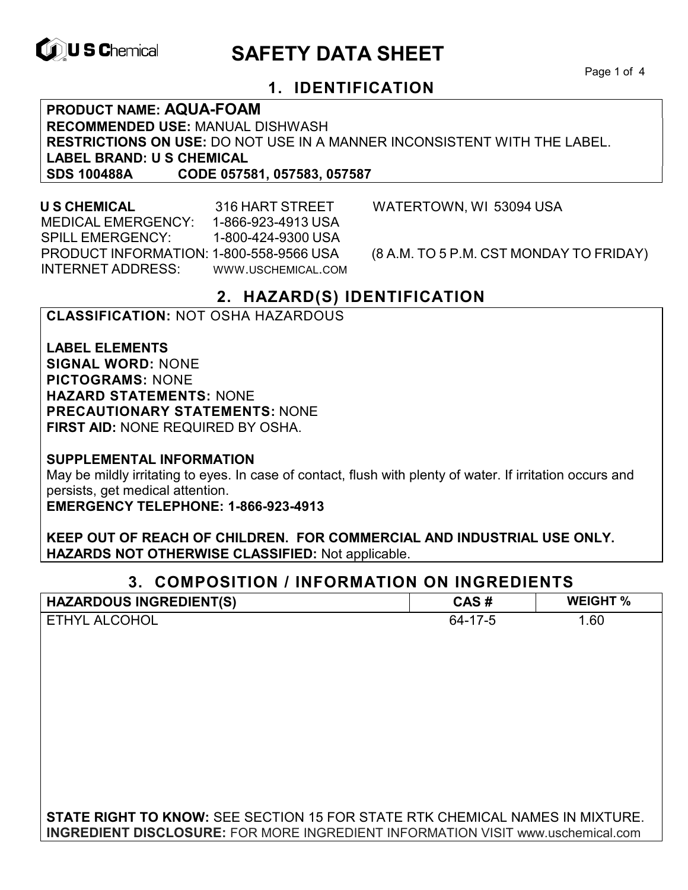# SAFETY DATA SHEET

## 1. IDENTIFICATION

**PRODUCT NAME: AQUA-FOAM**
**RECOMMENDED USE:** MANUAL DISHWASH
**RESTRICTIONS ON USE:** DO NOT USE IN A MANNER INCONSISTENT WITH THE LABEL.
**LABEL BRAND: U S CHEMICAL**
**SDS 100488A CODE 057581, 057583, 057587**

**U S CHEMICAL** 316 HART STREET WATERTOWN, WI 53094 USA
MEDICAL EMERGENCY: 1-866-923-4913 USA
SPILL EMERGENCY: 1-800-424-9300 USA
PRODUCT INFORMATION: 1-800-558-9566 USA (8 A.M. TO 5 P.M. CST MONDAY TO FRIDAY)
INTERNET ADDRESS: WWW.USCHEMICAL.COM

## 2. HAZARD(S) IDENTIFICATION

**CLASSIFICATION:** NOT OSHA HAZARDOUS

**LABEL ELEMENTS**
**SIGNAL WORD:** NONE
**PICTOGRAMS:** NONE
**HAZARD STATEMENTS:** NONE
**PRECAUTIONARY STATEMENTS:** NONE
**FIRST AID:** NONE REQUIRED BY OSHA.

**SUPPLEMENTAL INFORMATION**
May be mildly irritating to eyes. In case of contact, flush with plenty of water. If irritation occurs and persists, get medical attention.
**EMERGENCY TELEPHONE: 1-866-923-4913**

**KEEP OUT OF REACH OF CHILDREN. FOR COMMERCIAL AND INDUSTRIAL USE ONLY.**
**HAZARDS NOT OTHERWISE CLASSIFIED:** Not applicable.

## 3. COMPOSITION / INFORMATION ON INGREDIENTS

| HAZARDOUS INGREDIENT(S) | CAS # | WEIGHT % |
|---|---|---|
| ETHYL ALCOHOL | 64-17-5 | 1.60 |

**STATE RIGHT TO KNOW:** SEE SECTION 15 FOR STATE RTK CHEMICAL NAMES IN MIXTURE.
**INGREDIENT DISCLOSURE:** FOR MORE INGREDIENT INFORMATION VISIT www.uschemical.com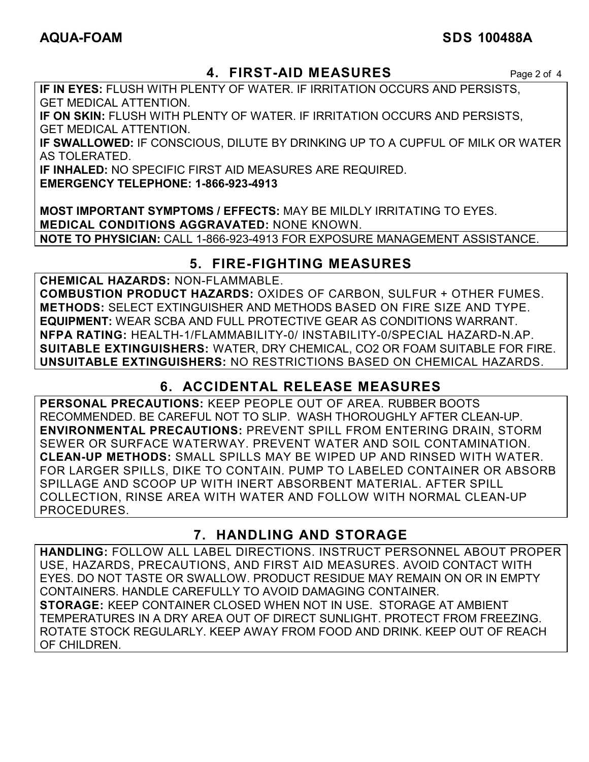## 4. FIRST-AID MEASURES

**IF IN EYES:** FLUSH WITH PLENTY OF WATER. IF IRRITATION OCCURS AND PERSISTS, GET MEDICAL ATTENTION.
**IF ON SKIN:** FLUSH WITH PLENTY OF WATER. IF IRRITATION OCCURS AND PERSISTS, GET MEDICAL ATTENTION.
**IF SWALLOWED:** IF CONSCIOUS, DILUTE BY DRINKING UP TO A CUPFUL OF MILK OR WATER AS TOLERATED.
**IF INHALED:** NO SPECIFIC FIRST AID MEASURES ARE REQUIRED.
**EMERGENCY TELEPHONE: 1-866-923-4913**

**MOST IMPORTANT SYMPTOMS / EFFECTS:** MAY BE MILDLY IRRITATING TO EYES.
**MEDICAL CONDITIONS AGGRAVATED:** NONE KNOWN.
**NOTE TO PHYSICIAN:** CALL 1-866-923-4913 FOR EXPOSURE MANAGEMENT ASSISTANCE.

## 5. FIRE-FIGHTING MEASURES

**CHEMICAL HAZARDS:** NON-FLAMMABLE.
**COMBUSTION PRODUCT HAZARDS:** OXIDES OF CARBON, SULFUR + OTHER FUMES.
**METHODS:** SELECT EXTINGUISHER AND METHODS BASED ON FIRE SIZE AND TYPE.
**EQUIPMENT:** WEAR SCBA AND FULL PROTECTIVE GEAR AS CONDITIONS WARRANT.
**NFPA RATING:** HEALTH-1/FLAMMABILITY-0/ INSTABILITY-0/SPECIAL HAZARD-N.AP.
**SUITABLE EXTINGUISHERS:** WATER, DRY CHEMICAL, $CO_2$ OR FOAM SUITABLE FOR FIRE.
**UNSUITABLE EXTINGUISHERS:** NO RESTRICTIONS BASED ON CHEMICAL HAZARDS.

## 6. ACCIDENTAL RELEASE MEASURES

**PERSONAL PRECAUTIONS:** KEEP PEOPLE OUT OF AREA. RUBBER BOOTS RECOMMENDED. BE CAREFUL NOT TO SLIP. WASH THOROUGHLY AFTER CLEAN-UP.
**ENVIRONMENTAL PRECAUTIONS:** PREVENT SPILL FROM ENTERING DRAIN, STORM SEWER OR SURFACE WATERWAY. PREVENT WATER AND SOIL CONTAMINATION.
**CLEAN-UP METHODS:** SMALL SPILLS MAY BE WIPED UP AND RINSED WITH WATER. FOR LARGER SPILLS, DIKE TO CONTAIN. PUMP TO LABELED CONTAINER OR ABSORB SPILLAGE AND SCOOP UP WITH INERT ABSORBENT MATERIAL. AFTER SPILL COLLECTION, RINSE AREA WITH WATER AND FOLLOW WITH NORMAL CLEAN-UP PROCEDURES.

## 7. HANDLING AND STORAGE

**HANDLING:** FOLLOW ALL LABEL DIRECTIONS. INSTRUCT PERSONNEL ABOUT PROPER USE, HAZARDS, PRECAUTIONS, AND FIRST AID MEASURES. AVOID CONTACT WITH EYES. DO NOT TASTE OR SWALLOW. PRODUCT RESIDUE MAY REMAIN ON OR IN EMPTY CONTAINERS. HANDLE CAREFULLY TO AVOID DAMAGING CONTAINER.
**STORAGE:** KEEP CONTAINER CLOSED WHEN NOT IN USE. STORAGE AT AMBIENT TEMPERATURES IN A DRY AREA OUT OF DIRECT SUNLIGHT. PROTECT FROM FREEZING. ROTATE STOCK REGULARLY. KEEP AWAY FROM FOOD AND DRINK. KEEP OUT OF REACH OF CHILDREN.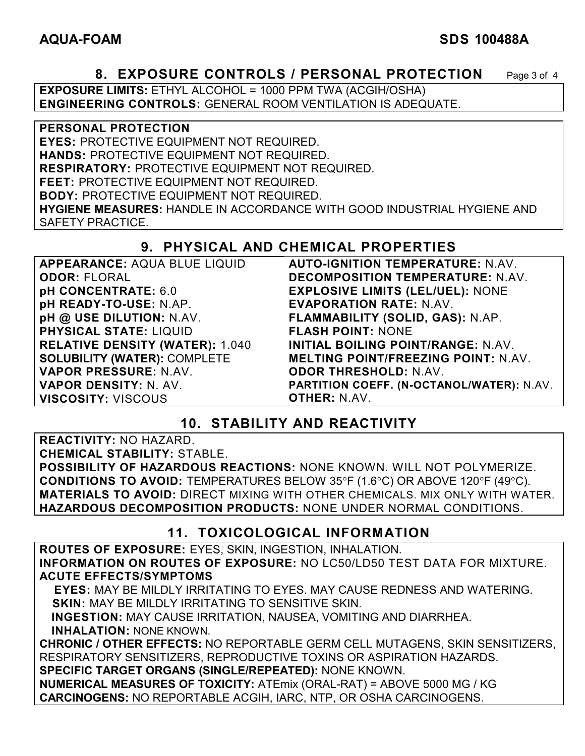## 8. EXPOSURE CONTROLS / PERSONAL PROTECTION

**EXPOSURE LIMITS:** ETHYL ALCOHOL = 1000 PPM TWA (ACGIH/OSHA)
**ENGINEERING CONTROLS:** GENERAL ROOM VENTILATION IS ADEQUATE.

**PERSONAL PROTECTION**
**EYES:** PROTECTIVE EQUIPMENT NOT REQUIRED.
**HANDS:** PROTECTIVE EQUIPMENT NOT REQUIRED.
**RESPIRATORY:** PROTECTIVE EQUIPMENT NOT REQUIRED.
**FEET:** PROTECTIVE EQUIPMENT NOT REQUIRED.
**BODY:** PROTECTIVE EQUIPMENT NOT REQUIRED.
**HYGIENE MEASURES:** HANDLE IN ACCORDANCE WITH GOOD INDUSTRIAL HYGIENE AND SAFETY PRACTICE.

## 9. PHYSICAL AND CHEMICAL PROPERTIES

**APPEARANCE:** AQUA BLUE LIQUID
**ODOR:** FLORAL
**pH CONCENTRATE:** 6.0
**pH READY-TO-USE:** N.AP.
**pH @ USE DILUTION:** N.AV.
**PHYSICAL STATE:** LIQUID
**RELATIVE DENSITY (WATER):** 1.040
**SOLUBILITY (WATER):** COMPLETE
**VAPOR PRESSURE:** N.AV.
**VAPOR DENSITY:** N. AV.
**VISCOSITY:** VISCOUS
**AUTO-IGNITION TEMPERATURE:** N.AV.
**DECOMPOSITION TEMPERATURE:** N.AV.
**EXPLOSIVE LIMITS (LEL/UEL):** NONE
**EVAPORATION RATE:** N.AV.
**FLAMMABILITY (SOLID, GAS):** N.AP.
**FLASH POINT:** NONE
**INITIAL BOILING POINT/RANGE:** N.AV.
**MELTING POINT/FREEZING POINT:** N.AV.
**ODOR THRESHOLD:** N.AV.
**PARTITION COEFF. (N-OCTANOL/WATER):** N.AV.
**OTHER:** N.AV.

## 10. STABILITY AND REACTIVITY

**REACTIVITY:** NO HAZARD.
**CHEMICAL STABILITY:** STABLE.
**POSSIBILITY OF HAZARDOUS REACTIONS:** NONE KNOWN. WILL NOT POLYMERIZE.
**CONDITIONS TO AVOID:** TEMPERATURES BELOW 35°F (1.6°C) OR ABOVE 120°F (49°C).
**MATERIALS TO AVOID:** DIRECT MIXING WITH OTHER CHEMICALS. MIX ONLY WITH WATER.
**HAZARDOUS DECOMPOSITION PRODUCTS:** NONE UNDER NORMAL CONDITIONS.

## 11. TOXICOLOGICAL INFORMATION

**ROUTES OF EXPOSURE:** EYES, SKIN, INGESTION, INHALATION.
**INFORMATION ON ROUTES OF EXPOSURE:** NO LC50/LD50 TEST DATA FOR MIXTURE.
**ACUTE EFFECTS/SYMPTOMS**
**EYES:** MAY BE MILDLY IRRITATING TO EYES. MAY CAUSE REDNESS AND WATERING.
**SKIN:** MAY BE MILDLY IRRITATING TO SENSITIVE SKIN.
**INGESTION:** MAY CAUSE IRRITATION, NAUSEA, VOMITING AND DIARRHEA.
**INHALATION:** NONE KNOWN.
**CHRONIC / OTHER EFFECTS:** NO REPORTABLE GERM CELL MUTAGENS, SKIN SENSITIZERS, RESPIRATORY SENSITIZERS, REPRODUCTIVE TOXINS OR ASPIRATION HAZARDS.
**SPECIFIC TARGET ORGANS (SINGLE/REPEATED):** NONE KNOWN.
**NUMERICAL MEASURES OF TOXICITY:** ATEmix (ORAL-RAT) = ABOVE 5000 MG / KG
**CARCINOGENS:** NO REPORTABLE ACGIH, IARC, NTP, OR OSHA CARCINOGENS.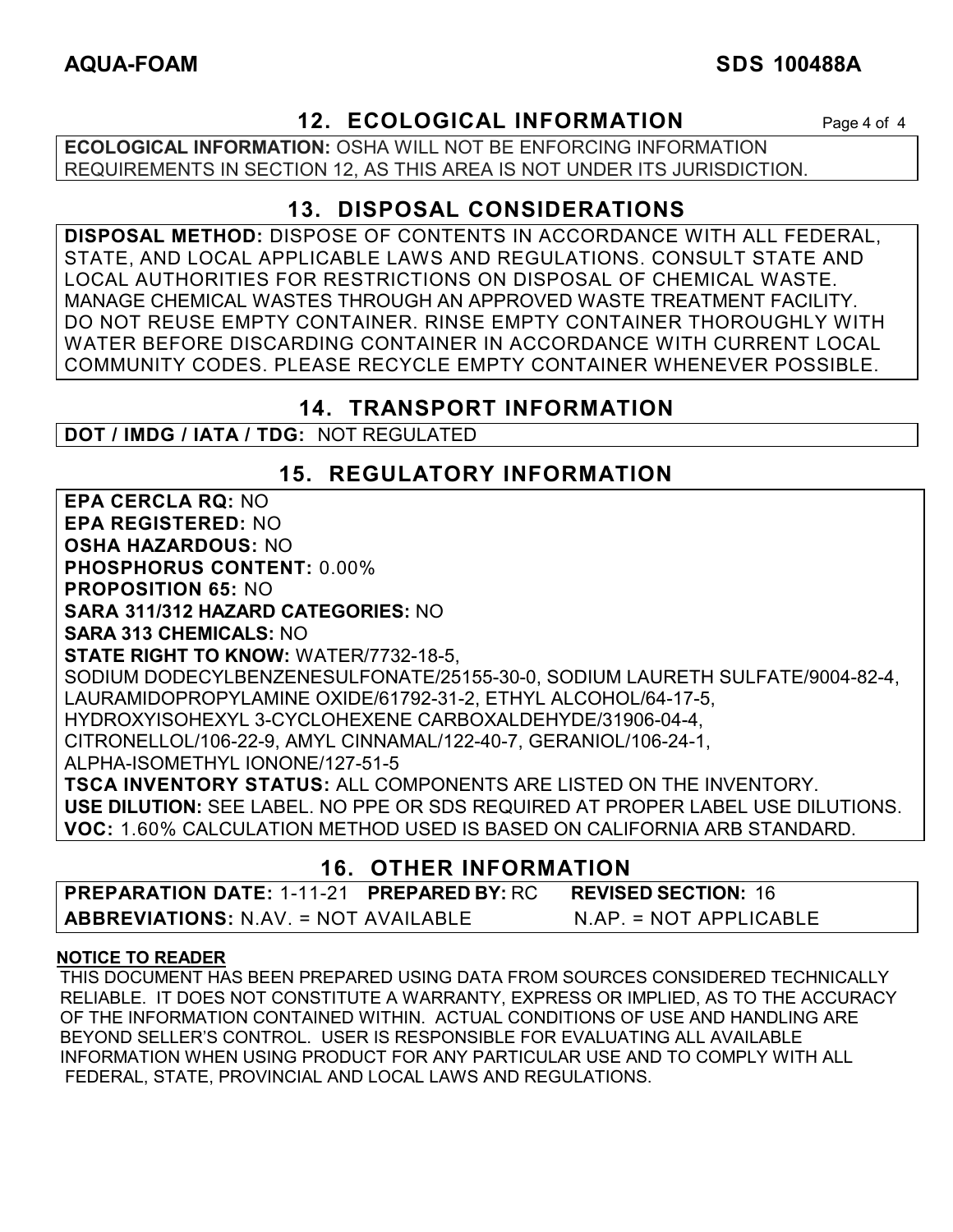## 12. ECOLOGICAL INFORMATION

**ECOLOGICAL INFORMATION:** OSHA WILL NOT BE ENFORCING INFORMATION REQUIREMENTS IN SECTION 12, AS THIS AREA IS NOT UNDER ITS JURISDICTION.

## 13. DISPOSAL CONSIDERATIONS

**DISPOSAL METHOD:** DISPOSE OF CONTENTS IN ACCORDANCE WITH ALL FEDERAL, STATE, AND LOCAL APPLICABLE LAWS AND REGULATIONS. CONSULT STATE AND LOCAL AUTHORITIES FOR RESTRICTIONS ON DISPOSAL OF CHEMICAL WASTE. MANAGE CHEMICAL WASTES THROUGH AN APPROVED WASTE TREATMENT FACILITY. DO NOT REUSE EMPTY CONTAINER. RINSE EMPTY CONTAINER THOROUGHLY WITH WATER BEFORE DISCARDING CONTAINER IN ACCORDANCE WITH CURRENT LOCAL COMMUNITY CODES. PLEASE RECYCLE EMPTY CONTAINER WHENEVER POSSIBLE.

## 14. TRANSPORT INFORMATION

**DOT / IMDG / IATA / TDG:** NOT REGULATED

## 15. REGULATORY INFORMATION

**EPA CERCLA RQ:** NO
**EPA REGISTERED:** NO
**OSHA HAZARDOUS:** NO
**PHOSPHORUS CONTENT:** 0.00%
**PROPOSITION 65:** NO
**SARA 311/312 HAZARD CATEGORIES:** NO
**SARA 313 CHEMICALS:** NO
**STATE RIGHT TO KNOW:** WATER/7732-18-5, SODIUM DODECYLBENZENESULFONATE/25155-30-0, SODIUM LAURETH SULFATE/9004-82-4, LAURAMIDOPROPYLAMINE OXIDE/61792-31-2, ETHYL ALCOHOL/64-17-5, HYDROXYISOHEXYL 3-CYCLOHEXENE CARBOXALDEHYDE/31906-04-4, CITRONELLOL/106-22-9, AMYL CINNAMAL/122-40-7, GERANIOL/106-24-1, ALPHA-ISOMETHYL IONONE/127-51-5
**TSCA INVENTORY STATUS:** ALL COMPONENTS ARE LISTED ON THE INVENTORY.
**USE DILUTION:** SEE LABEL. NO PPE OR SDS REQUIRED AT PROPER LABEL USE DILUTIONS.
**VOC:** 1.60% CALCULATION METHOD USED IS BASED ON CALIFORNIA ARB STANDARD.

## 16. OTHER INFORMATION

**PREPARATION DATE:** 1-11-21 **PREPARED BY:** RC **REVISED SECTION:** 16
**ABBREVIATIONS:** N.AV. = NOT AVAILABLE N.AP. = NOT APPLICABLE

**NOTICE TO READER**

THIS DOCUMENT HAS BEEN PREPARED USING DATA FROM SOURCES CONSIDERED TECHNICALLY RELIABLE. IT DOES NOT CONSTITUTE A WARRANTY, EXPRESS OR IMPLIED, AS TO THE ACCURACY OF THE INFORMATION CONTAINED WITHIN. ACTUAL CONDITIONS OF USE AND HANDLING ARE BEYOND SELLER'S CONTROL. USER IS RESPONSIBLE FOR EVALUATING ALL AVAILABLE INFORMATION WHEN USING PRODUCT FOR ANY PARTICULAR USE AND TO COMPLY WITH ALL FEDERAL, STATE, PROVINCIAL AND LOCAL LAWS AND REGULATIONS.